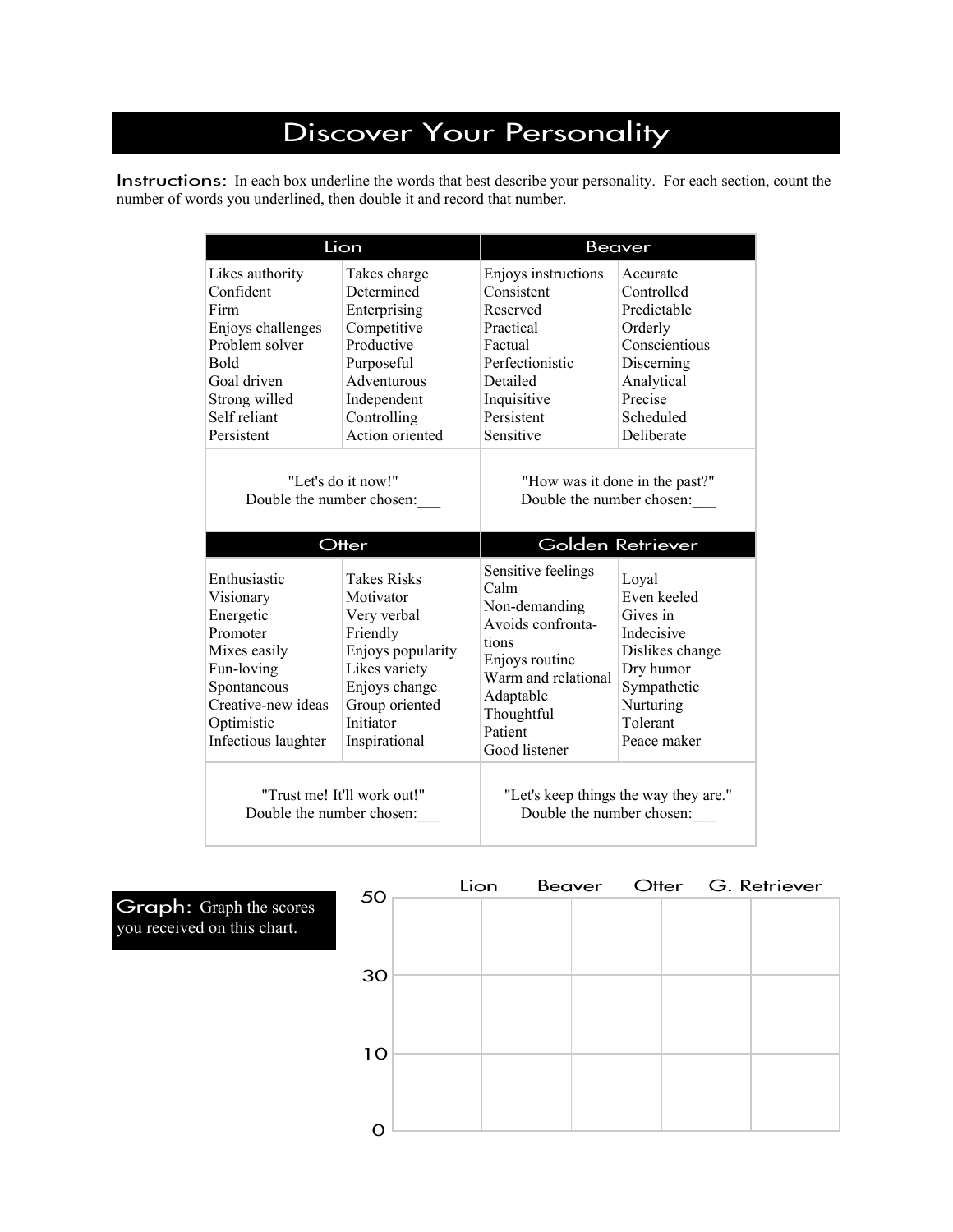# Discover Your Personality

**Instructions:** In each box underline the words that best describe your personality. For each section, count the number of words you underlined, then double it and record that number.

| Lion | | Beaver | |
|---|---|---|---|
| Likes authority | Takes charge | Enjoys instructions | Accurate |
| Confident | Determined | Consistent | Controlled |
| Firm | Enterprising | Reserved | Predictable |
| Enjoys challenges | Competitive | Practical | Orderly |
| Problem solver | Productive | Factual | Conscientious |
| Bold | Purposeful | Perfectionistic | Discerning |
| Goal driven | Adventurous | Detailed | Analytical |
| Strong willed | Independent | Inquisitive | Precise |
| Self reliant | Controlling | Persistent | Scheduled |
| Persistent | Action oriented | Sensitive | Deliberate |
| "Let's do it now!" Double the number chosen:___ | | "How was it done in the past?" Double the number chosen:___ | |

| Otter | | Golden Retriever | |
|---|---|---|---|
| Enthusiastic | Takes Risks | Sensitive feelings | Loyal |
| Visionary | Motivator | Calm | Even keeled |
| Energetic | Very verbal | Non-demanding | Gives in |
| Promoter | Friendly | Avoids confrontations | Indecisive |
| Mixes easily | Enjoys popularity | Enjoys routine | Dislikes change |
| Fun-loving | Likes variety | Warm and relational | Dry humor |
| Spontaneous | Enjoys change | Adaptable | Sympathetic |
| Creative-new ideas | Group oriented | Thoughtful | Nurturing |
| Optimistic | Initiator | Patient | Tolerant |
| Infectious laughter | Inspirational | Good listener | Peace maker |
| "Trust me! It'll work out!" Double the number chosen:___ | | "Let's keep things the way they are." Double the number chosen:___ | |

**Graph:** Graph the scores you received on this chart.

| | Lion | Beaver | Otter | G. Retriever |
|---|---|---|---|---|
| 50 | | | | |
| 30 | | | | |
| 10 | | | | |
| 0 | | | | |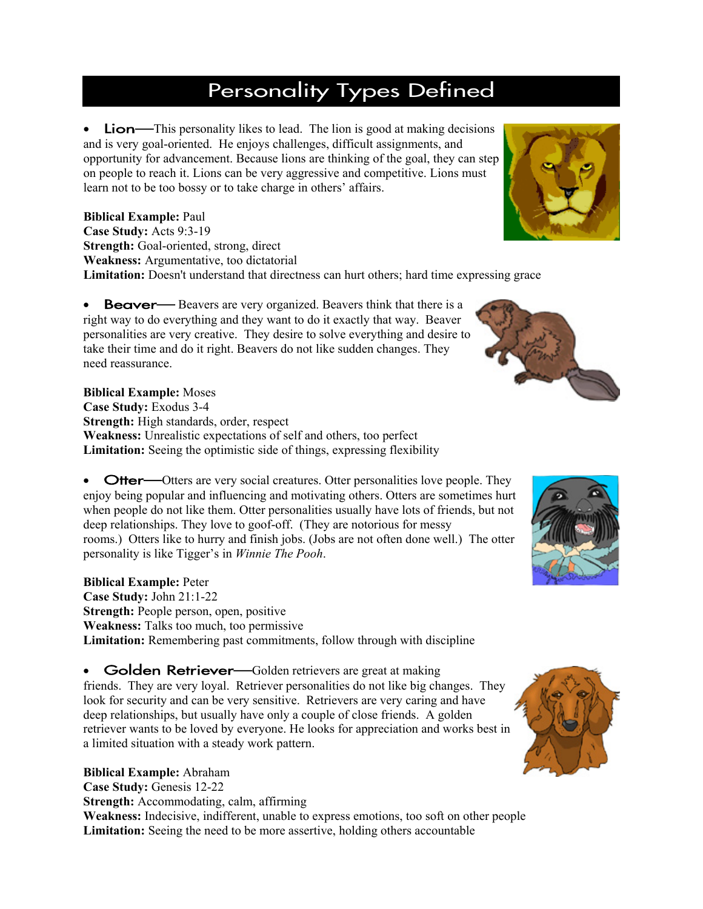# Personality Types Defined

- **Lion**—This personality likes to lead. The lion is good at making decisions and is very goal-oriented. He enjoys challenges, difficult assignments, and opportunity for advancement. Because lions are thinking of the goal, they can step on people to reach it. Lions can be very aggressive and competitive. Lions must learn not to be too bossy or to take charge in others' affairs.

**Biblical Example:** Paul
**Case Study:** Acts 9:3-19
**Strength:** Goal-oriented, strong, direct
**Weakness:** Argumentative, too dictatorial
**Limitation:** Doesn't understand that directness can hurt others; hard time expressing grace

- **Beaver**— Beavers are very organized. Beavers think that there is a right way to do everything and they want to do it exactly that way. Beaver personalities are very creative. They desire to solve everything and desire to take their time and do it right. Beavers do not like sudden changes. They need reassurance.

**Biblical Example:** Moses
**Case Study:** Exodus 3-4
**Strength:** High standards, order, respect
**Weakness:** Unrealistic expectations of self and others, too perfect
**Limitation:** Seeing the optimistic side of things, expressing flexibility

- **Otter**—Otters are very social creatures. Otter personalities love people. They enjoy being popular and influencing and motivating others. Otters are sometimes hurt when people do not like them. Otter personalities usually have lots of friends, but not deep relationships. They love to goof-off. (They are notorious for messy rooms.) Otters like to hurry and finish jobs. (Jobs are not often done well.) The otter personality is like Tigger's in *Winnie The Pooh*.

**Biblical Example:** Peter
**Case Study:** John 21:1-22
**Strength:** People person, open, positive
**Weakness:** Talks too much, too permissive
**Limitation:** Remembering past commitments, follow through with discipline

- **Golden Retriever**—Golden retrievers are great at making friends. They are very loyal. Retriever personalities do not like big changes. They look for security and can be very sensitive. Retrievers are very caring and have deep relationships, but usually have only a couple of close friends. A golden retriever wants to be loved by everyone. He looks for appreciation and works best in a limited situation with a steady work pattern.

**Biblical Example:** Abraham
**Case Study:** Genesis 12-22
**Strength:** Accommodating, calm, affirming
**Weakness:** Indecisive, indifferent, unable to express emotions, too soft on other people
**Limitation:** Seeing the need to be more assertive, holding others accountable